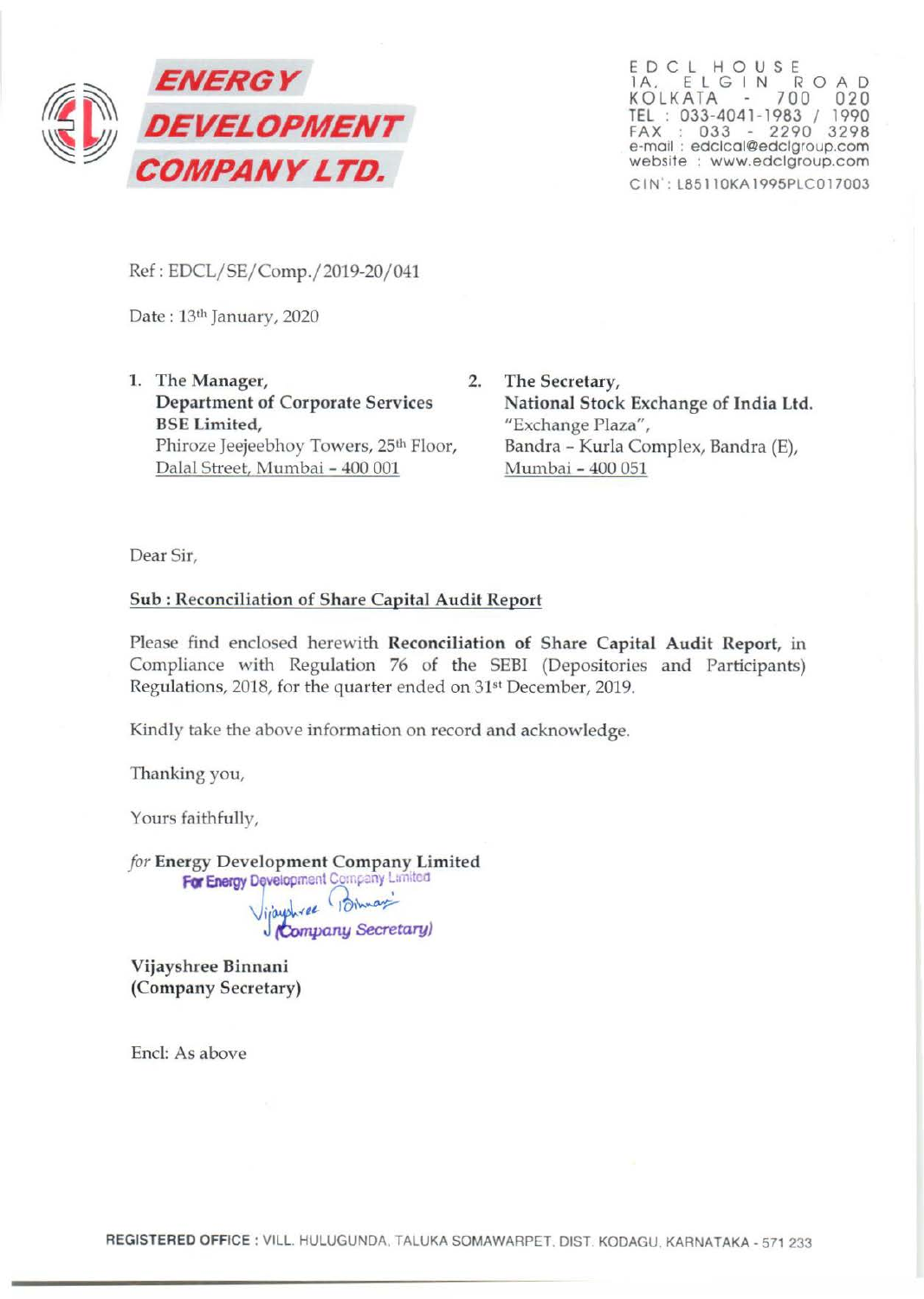# ENERGY DEVELOPMENT COMPANY LTD.

EDCL HOUSE
1A, ELGIN ROAD
KOLKATA - 700 020
TEL : 033-4041-1983 / 1990
FAX : 033 - 2290 3298
e-mail : edclcal@edclgroup.com
website : www.edclgroup.com
CIN : L85110KA1995PLC017003

Ref : EDCL/SE/Comp./2019-20/041

Date : 13th January, 2020

1. The Manager,
   **Department of Corporate Services**
   **BSE Limited,**
   Phiroze Jeejeebhoy Towers, 25th Floor,
   Dalal Street, Mumbai - 400 001

2. The Secretary,
   **National Stock Exchange of India Ltd.**
   "Exchange Plaza",
   Bandra - Kurla Complex, Bandra (E),
   Mumbai - 400 051

Dear Sir,

**Sub : Reconciliation of Share Capital Audit Report**

Please find enclosed herewith **Reconciliation of Share Capital Audit Report,** in Compliance with Regulation 76 of the SEBI (Depositories and Participants) Regulations, 2018, for the quarter ended on 31st December, 2019.

Kindly take the above information on record and acknowledge.

Thanking you,

Yours faithfully,

*for* **Energy Development Company Limited**

For Energy Development Company Limited
(Company Secretary)

**Vijayshree Binnani**
**(Company Secretary)**

Encl: As above

REGISTERED OFFICE : VILL. HULUGUNDA, TALUKA SOMAWARPET, DIST. KODAGU, KARNATAKA - 571 233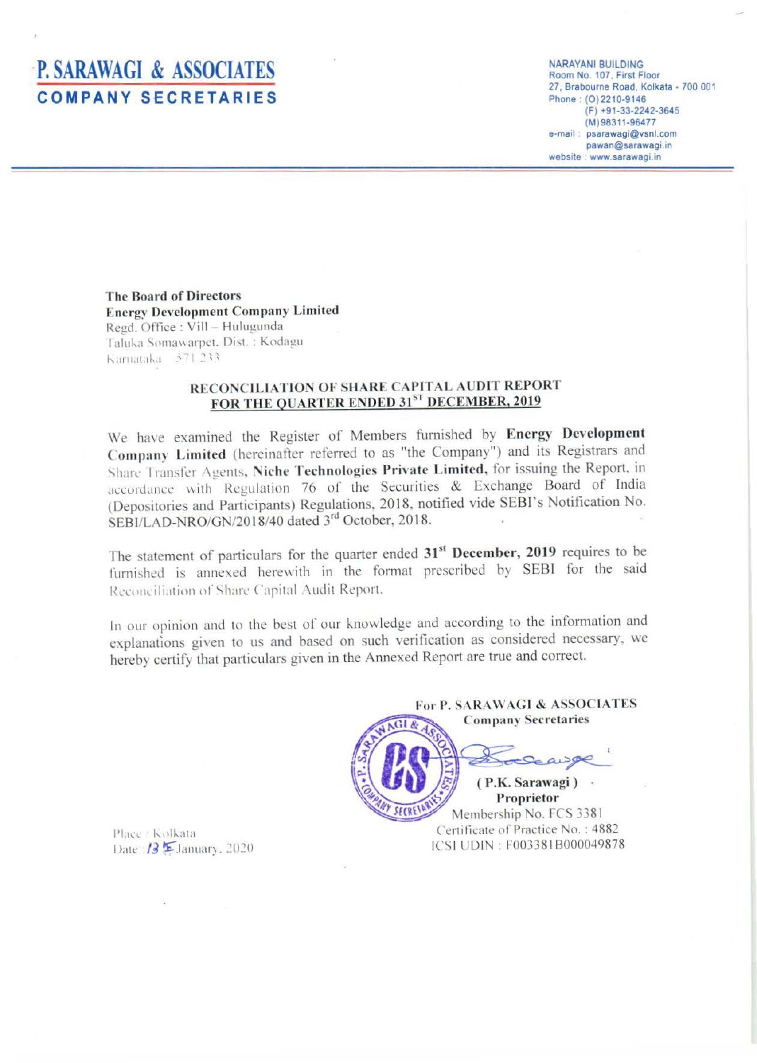# P. SARAWAGI & ASSOCIATES

## COMPANY SECRETARIES

NARAYANI BUILDING
Room No. 107, First Floor
27, Brabourne Road, Kolkata - 700 001
Phone : (O) 2210-9146
(F) +91-33-2242-3645
(M) 98311-96477
e-mail : psarawagi@vsnl.com
pawan@sarawagi.in
website : www.sarawagi.in

**The Board of Directors**
**Energy Development Company Limited**
Regd. Office : Vill – Hulugunda
Taluka Somawarpet, Dist. : Kodagu
Karnataka – 571 233

**RECONCILIATION OF SHARE CAPITAL AUDIT REPORT**
**FOR THE QUARTER ENDED 31ST DECEMBER, 2019**

We have examined the Register of Members furnished by **Energy Development Company Limited** (hereinafter referred to as "the Company") and its Registrars and Share Transfer Agents, **Niche Technologies Private Limited,** for issuing the Report, in accordance with Regulation 76 of the Securities & Exchange Board of India (Depositories and Participants) Regulations, 2018, notified vide SEBI's Notification No. SEBI/LAD-NRO/GN/2018/40 dated 3rd October, 2018.

The statement of particulars for the quarter ended **31st December, 2019** requires to be furnished is annexed herewith in the format prescribed by SEBI for the said Reconciliation of Share Capital Audit Report.

In our opinion and to the best of our knowledge and according to the information and explanations given to us and based on such verification as considered necessary, we hereby certify that particulars given in the Annexed Report are true and correct.

For P. SARAWAGI & ASSOCIATES
Company Secretaries

( P.K. Sarawagi )
Proprietor
Membership No. FCS 3381
Certificate of Practice No. : 4882
ICSI UDIN : F003381B000049878

Place : Kolkata
Date : 13th January, 2020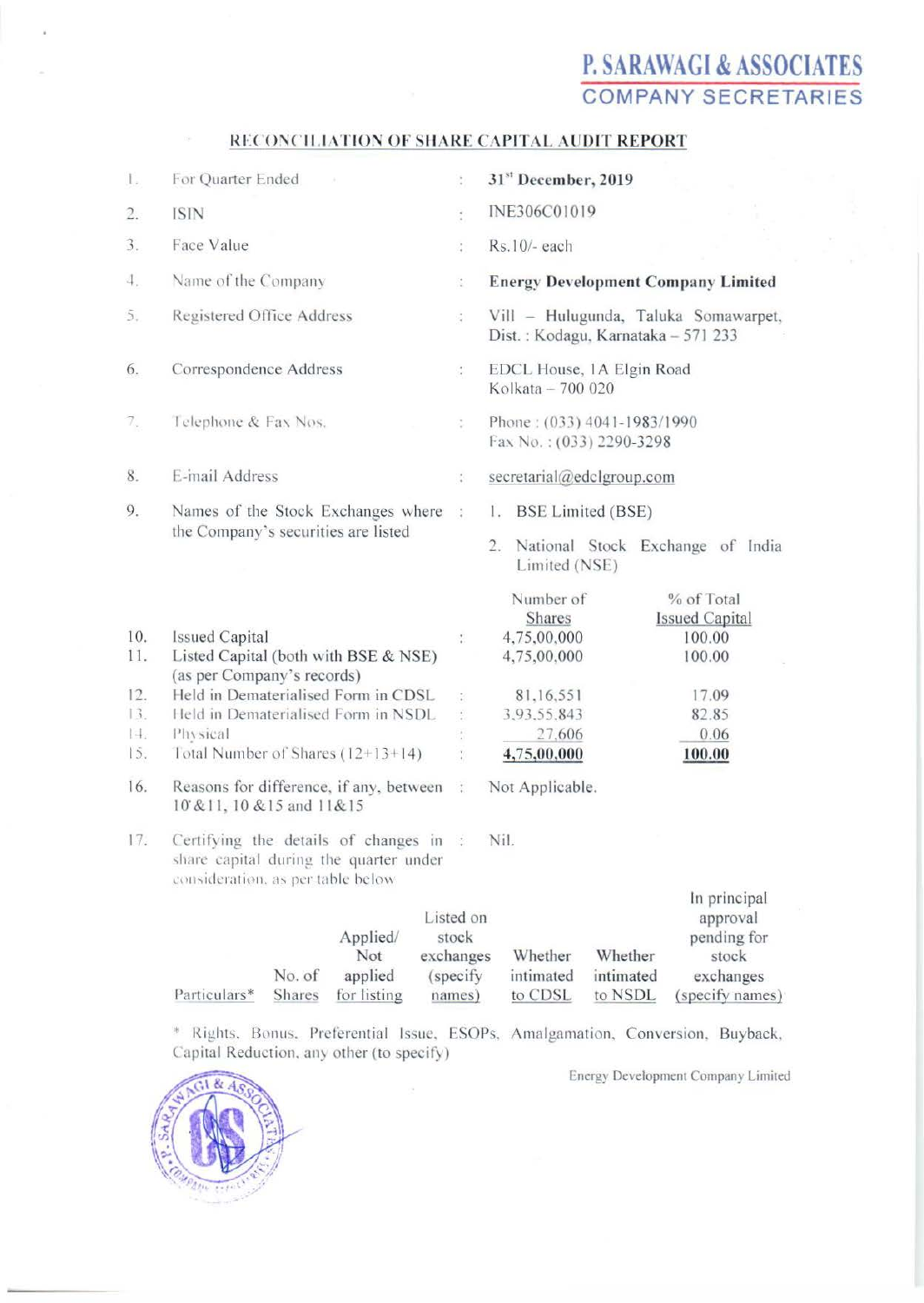**P. SARAWAGI & ASSOCIATES**
**COMPANY SECRETARIES**

## RECONCILIATION OF SHARE CAPITAL AUDIT REPORT

| | | | |
|---|---|---|---|
| 1. | For Quarter Ended | : | **31st December, 2019** |
| 2. | ISIN | : | INE306C01019 |
| 3. | Face Value | : | Rs.10/- each |
| 4. | Name of the Company | : | **Energy Development Company Limited** |
| 5. | Registered Office Address | : | Vill – Hulugunda, Taluka Somawarpet, Dist. : Kodagu, Karnataka – 571 233 |
| 6. | Correspondence Address | : | EDCL House, 1A Elgin Road Kolkata – 700 020 |
| 7. | Telephone & Fax Nos. | : | Phone : (033) 4041-1983/1990 Fax No. : (033) 2290-3298 |
| 8. | E-mail Address | : | secretarial@edclgroup.com |
| 9. | Names of the Stock Exchanges where the Company's securities are listed | : | 1. BSE Limited (BSE) 2. National Stock Exchange of India Limited (NSE) |

| | | | Number of Shares | % of Total Issued Capital |
|---|---|---|---|---|
| 10. | Issued Capital | : | 4,75,00,000 | 100.00 |
| 11. | Listed Capital (both with BSE & NSE) (as per Company's records) | | 4,75,00,000 | 100.00 |
| 12. | Held in Dematerialised Form in CDSL | : | 81,16,551 | 17.09 |
| 13. | Held in Dematerialised Form in NSDL | : | 3,93,55,843 | 82.85 |
| 14. | Physical | : | 27,606 | 0.06 |
| 15. | Total Number of Shares (12+13+14) | : | **4,75,00,000** | **100.00** |

| | | | |
|---|---|---|---|
| 16. | Reasons for difference, if any, between 10&11, 10 &15 and 11&15 | : | Not Applicable. |
| 17. | Certifying the details of changes in share capital during the quarter under consideration, as per table below | : | Nil. |

| Particulars* | No. of Shares | Applied/ Not applied for listing | Listed on stock exchanges (specify names) | Whether intimated to CDSL | Whether intimated to NSDL | In principal approval pending for stock exchanges (specify names) |
|---|---|---|---|---|---|---|

\* Rights, Bonus, Preferential Issue, ESOPs, Amalgamation, Conversion, Buyback, Capital Reduction, any other (to specify)

Energy Development Company Limited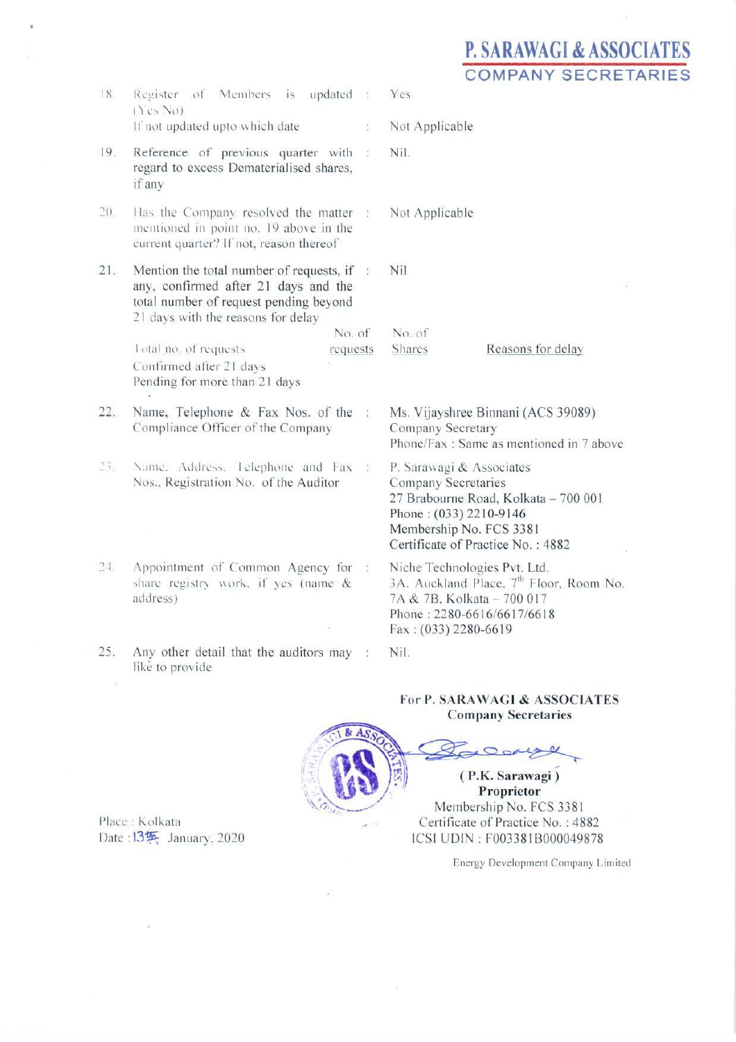**P. SARAWAGI & ASSOCIATES**
**COMPANY SECRETARIES**

| | | | |
|---|---|---|---|
| 18. | Register of Members is updated (Yes/No) | : | Yes |
| | If not updated upto which date | : | Not Applicable |
| 19. | Reference of previous quarter with regard to excess Dematerialised shares, if any | : | Nil. |
| 20. | Has the Company resolved the matter mentioned in point no. 19 above in the current quarter? If not, reason thereof | : | Not Applicable |
| 21. | Mention the total number of requests, if any, confirmed after 21 days and the total number of request pending beyond 21 days with the reasons for delay | : | Nil |

| Total no. of requests | No. of requests | No. of Shares | Reasons for delay |
|---|---|---|---|
| Confirmed after 21 days | | | |
| Pending for more than 21 days | | | |

| | | | |
|---|---|---|---|
| 22. | Name, Telephone & Fax Nos. of the Compliance Officer of the Company | : | Ms. Vijayshree Binnani (ACS 39089)<br>Company Secretary<br>Phone/Fax : Same as mentioned in 7 above |
| 23. | Name, Address, Telephone and Fax Nos., Registration No. of the Auditor | : | P. Sarawagi & Associates<br>Company Secretaries<br>27 Brabourne Road, Kolkata – 700 001<br>Phone : (033) 2210-9146<br>Membership No. FCS 3381<br>Certificate of Practice No. : 4882 |
| 24. | Appointment of Common Agency for share registry work, if yes (name & address) | : | Niche Technologies Pvt. Ltd.<br>3A, Auckland Place, 7th Floor, Room No. 7A & 7B, Kolkata – 700 017<br>Phone : 2280-6616/6617/6618<br>Fax : (033) 2280-6619 |
| 25. | Any other detail that the auditors may like to provide | : | Nil. |

**For P. SARAWAGI & ASSOCIATES**
**Company Secretaries**

**( P.K. Sarawagi )**
**Proprietor**
Membership No. FCS 3381
Certificate of Practice No. : 4882
ICSI UDIN : F003381B000049878

Place : Kolkata
Date : 13th January, 2020

Energy Development Company Limited